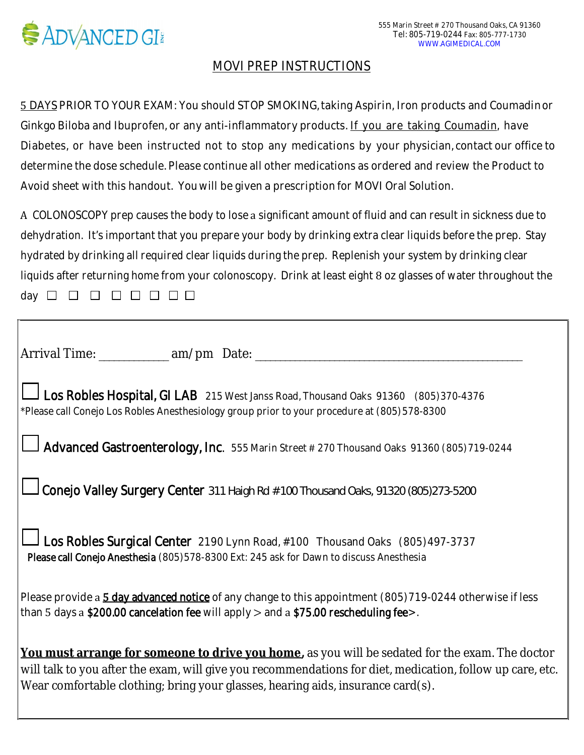ADVANCED GI INC

555 Marin Street # 270 Thousand Oaks, CA 91360
Tel: 805-719-0244 Fax: 805-777-1730
WWW.AGIMEDICAL.COM

# MOVI PREP INSTRUCTIONS

5 DAYS PRIOR TO YOUR EXAM: You should STOP SMOKING, taking Aspirin, Iron products and Coumadin or Ginkgo Biloba and Ibuprofen, or any anti-inflammatory products. If you are taking Coumadin, have Diabetes, or have been instructed not to stop any medications by your physician, contact our office to determine the dose schedule. Please continue all other medications as ordered and review the Product to Avoid sheet with this handout. You will be given a prescription for MOVI Oral Solution.

A COLONOSCOPY prep causes the body to lose a significant amount of fluid and can result in sickness due to dehydration. It's important that you prepare your body by drinking extra clear liquids before the prep. Stay hydrated by drinking all required clear liquids during the prep. Replenish your system by drinking clear liquids after returning home from your colonoscopy. Drink at least eight 8 oz glasses of water throughout the day ☐ ☐ ☐ ☐ ☐ ☐ ☐ ☐

---

Arrival Time: ___________ am/pm Date: ____________________________________________

☐ **Los Robles Hospital, GI LAB** 215 West Janss Road, Thousand Oaks 91360 (805)370-4376
*Please call Conejo Los Robles Anesthesiology group prior to your procedure at (805)578-8300

☐ **Advanced Gastroenterology, Inc**. 555 Marin Street # 270 Thousand Oaks 91360 (805)719-0244

☐ **Conejo Valley Surgery Center** 311 Haigh Rd #100 Thousand Oaks, 91320 (805)273-5200

☐ **Los Robles Surgical Center** 2190 Lynn Road, #100 Thousand Oaks (805)497-3737
Please call Conejo Anesthesia (805)578-8300 Ext: 245 ask for Dawn to discuss Anesthesia

Please provide a 5 day advanced notice of any change to this appointment (805)719-0244 otherwise if less than 5 days a $200.00 cancelation fee will apply > and a $75.00 rescheduling fee>.

**You must arrange for someone to drive you home,** as you will be sedated for the exam. The doctor will talk to you after the exam, will give you recommendations for diet, medication, follow up care, etc. Wear comfortable clothing; bring your glasses, hearing aids, insurance card(s).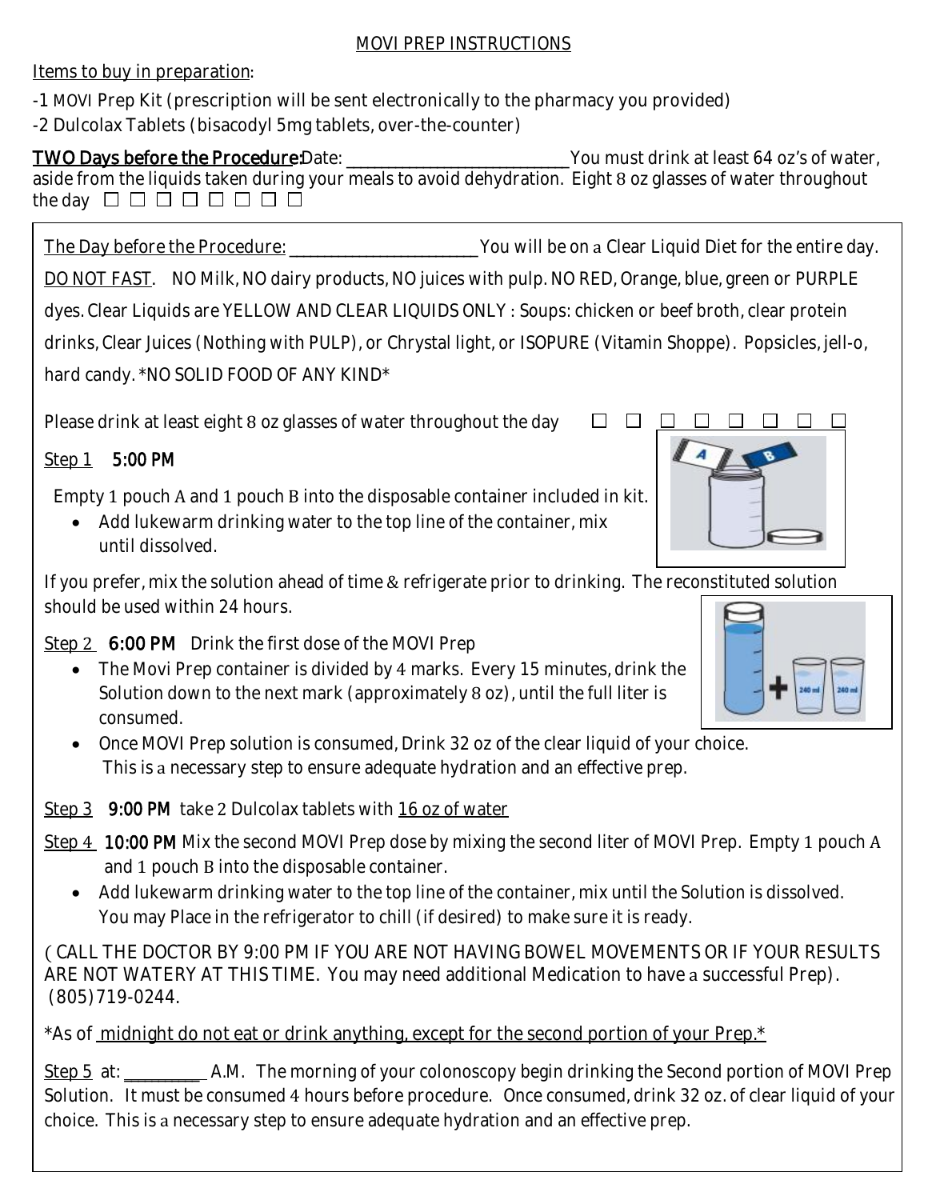MOVI PREP INSTRUCTIONS

Items to buy in preparation:

-1 MOVI Prep Kit (prescription will be sent electronically to the pharmacy you provided)
-2 Dulcolax Tablets (bisacodyl 5mg tablets, over-the-counter)

**TWO Days before the Procedure:** Date: ___________________________ You must drink at least 64 oz's of water, aside from the liquids taken during your meals to avoid dehydration. Eight 8 oz glasses of water throughout the day ☐ ☐ ☐ ☐ ☐ ☐ ☐ ☐

The Day before the Procedure: ______________________ You will be on a Clear Liquid Diet for the entire day. DO NOT FAST. NO Milk, NO dairy products, NO juices with pulp. NO RED, Orange, blue, green or PURPLE dyes. Clear Liquids are YELLOW AND CLEAR LIQUIDS ONLY : Soups: chicken or beef broth, clear protein drinks, Clear Juices (Nothing with PULP), or Chrystal light, or ISOPURE (Vitamin Shoppe). Popsicles, jell-o, hard candy. *NO SOLID FOOD OF ANY KIND*

Please drink at least eight 8 oz glasses of water throughout the day ☐ ☐ ☐ ☐ ☐ ☐ ☐ ☐

Step 1 **5:00 PM**

Empty 1 pouch A and 1 pouch B into the disposable container included in kit.

- Add lukewarm drinking water to the top line of the container, mix until dissolved.

If you prefer, mix the solution ahead of time & refrigerate prior to drinking. The reconstituted solution should be used within 24 hours.

Step 2 **6:00 PM** Drink the first dose of the MOVI Prep

- The Movi Prep container is divided by 4 marks. Every 15 minutes, drink the Solution down to the next mark (approximately 8 oz), until the full liter is consumed.
- Once MOVI Prep solution is consumed, Drink 32 oz of the clear liquid of your choice. This is a necessary step to ensure adequate hydration and an effective prep.

Step 3 **9:00 PM** take 2 Dulcolax tablets with 16 oz of water

Step 4 **10:00 PM** Mix the second MOVI Prep dose by mixing the second liter of MOVI Prep. Empty 1 pouch A and 1 pouch B into the disposable container.

- Add lukewarm drinking water to the top line of the container, mix until the Solution is dissolved. You may Place in the refrigerator to chill (if desired) to make sure it is ready.

( CALL THE DOCTOR BY 9:00 PM IF YOU ARE NOT HAVING BOWEL MOVEMENTS OR IF YOUR RESULTS ARE NOT WATERY AT THIS TIME. You may need additional Medication to have a successful Prep). (805)719-0244.

*As of midnight do not eat or drink anything, except for the second portion of your Prep.*

Step 5 at: _________ A.M. The morning of your colonoscopy begin drinking the Second portion of MOVI Prep Solution. It must be consumed 4 hours before procedure. Once consumed, drink 32 oz. of clear liquid of your choice. This is a necessary step to ensure adequate hydration and an effective prep.